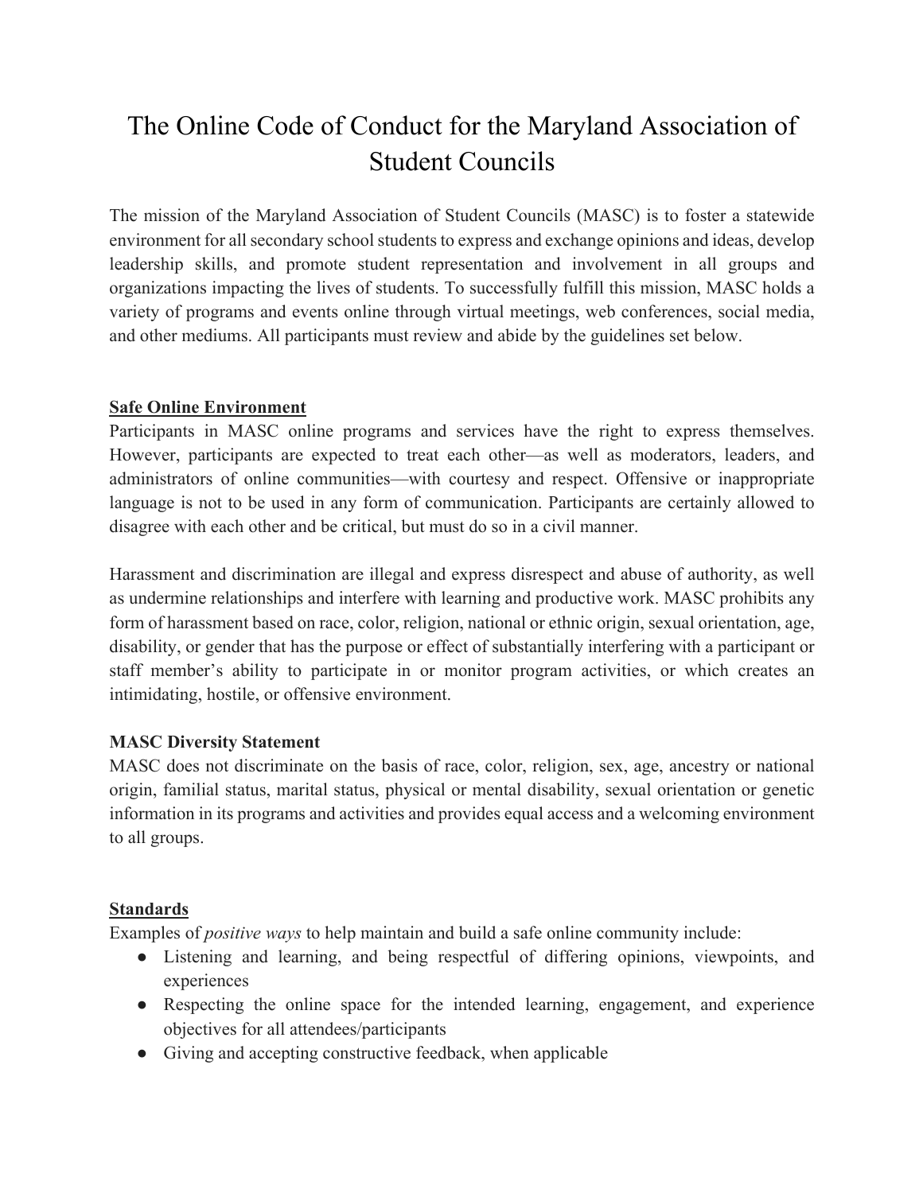# The Online Code of Conduct for the Maryland Association of Student Councils

The mission of the Maryland Association of Student Councils (MASC) is to foster a statewide environment for all secondary school students to express and exchange opinions and ideas, develop leadership skills, and promote student representation and involvement in all groups and organizations impacting the lives of students. To successfully fulfill this mission, MASC holds a variety of programs and events online through virtual meetings, web conferences, social media, and other mediums. All participants must review and abide by the guidelines set below.

## Safe Online Environment

Participants in MASC online programs and services have the right to express themselves. However, participants are expected to treat each other—as well as moderators, leaders, and administrators of online communities—with courtesy and respect. Offensive or inappropriate language is not to be used in any form of communication. Participants are certainly allowed to disagree with each other and be critical, but must do so in a civil manner.

Harassment and discrimination are illegal and express disrespect and abuse of authority, as well as undermine relationships and interfere with learning and productive work. MASC prohibits any form of harassment based on race, color, religion, national or ethnic origin, sexual orientation, age, disability, or gender that has the purpose or effect of substantially interfering with a participant or staff member's ability to participate in or monitor program activities, or which creates an intimidating, hostile, or offensive environment.

### MASC Diversity Statement

MASC does not discriminate on the basis of race, color, religion, sex, age, ancestry or national origin, familial status, marital status, physical or mental disability, sexual orientation or genetic information in its programs and activities and provides equal access and a welcoming environment to all groups.

## Standards

Examples of *positive ways* to help maintain and build a safe online community include:

- Listening and learning, and being respectful of differing opinions, viewpoints, and experiences
- Respecting the online space for the intended learning, engagement, and experience objectives for all attendees/participants
- Giving and accepting constructive feedback, when applicable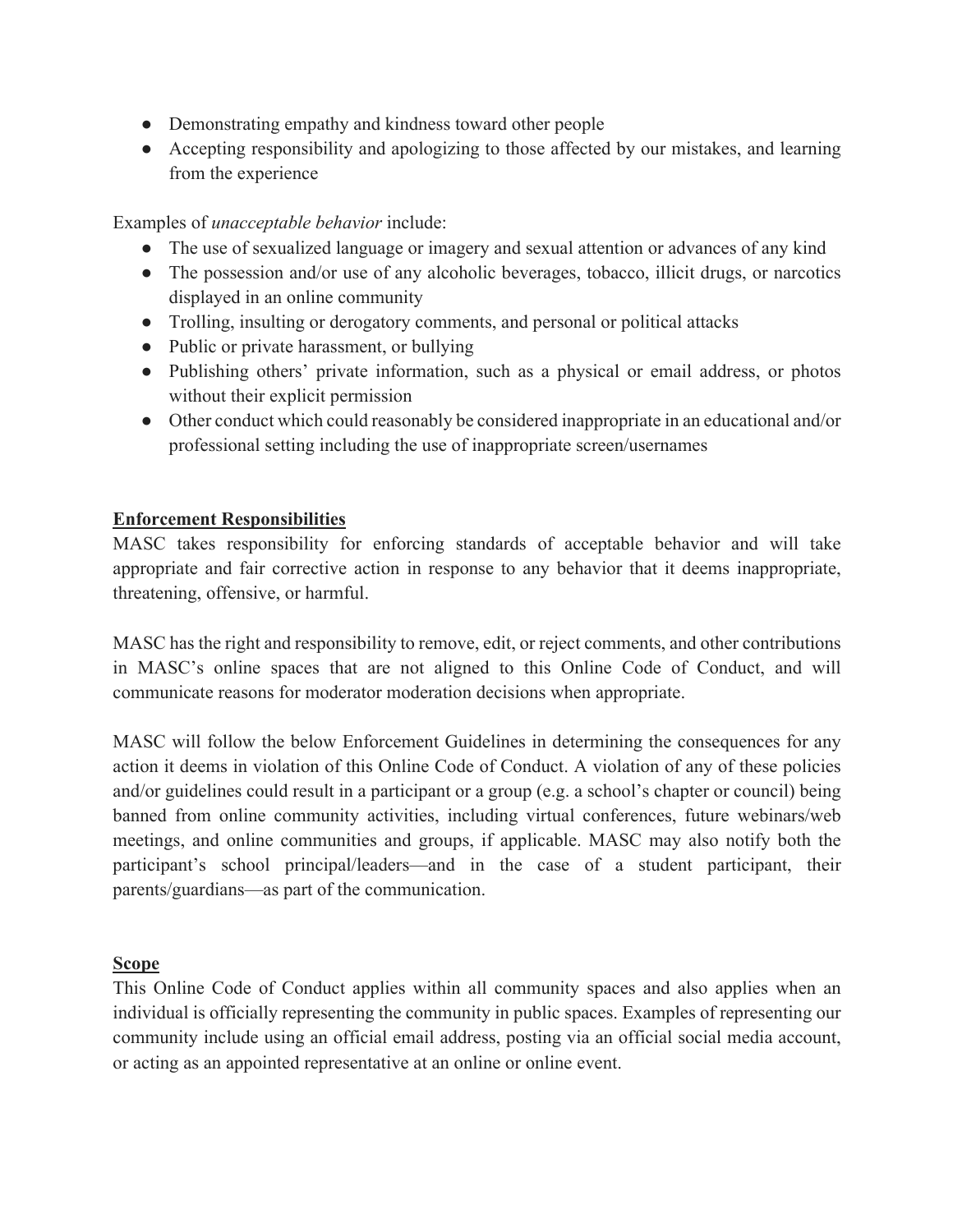- Demonstrating empathy and kindness toward other people
- Accepting responsibility and apologizing to those affected by our mistakes, and learning from the experience

Examples of *unacceptable behavior* include:

- The use of sexualized language or imagery and sexual attention or advances of any kind
- The possession and/or use of any alcoholic beverages, tobacco, illicit drugs, or narcotics displayed in an online community
- Trolling, insulting or derogatory comments, and personal or political attacks
- Public or private harassment, or bullying
- Publishing others' private information, such as a physical or email address, or photos without their explicit permission
- Other conduct which could reasonably be considered inappropriate in an educational and/or professional setting including the use of inappropriate screen/usernames

## Enforcement Responsibilities

MASC takes responsibility for enforcing standards of acceptable behavior and will take appropriate and fair corrective action in response to any behavior that it deems inappropriate, threatening, offensive, or harmful.

MASC has the right and responsibility to remove, edit, or reject comments, and other contributions in MASC's online spaces that are not aligned to this Online Code of Conduct, and will communicate reasons for moderator moderation decisions when appropriate.

MASC will follow the below Enforcement Guidelines in determining the consequences for any action it deems in violation of this Online Code of Conduct. A violation of any of these policies and/or guidelines could result in a participant or a group (e.g. a school's chapter or council) being banned from online community activities, including virtual conferences, future webinars/web meetings, and online communities and groups, if applicable. MASC may also notify both the participant's school principal/leaders—and in the case of a student participant, their parents/guardians—as part of the communication.

## Scope

This Online Code of Conduct applies within all community spaces and also applies when an individual is officially representing the community in public spaces. Examples of representing our community include using an official email address, posting via an official social media account, or acting as an appointed representative at an online or online event.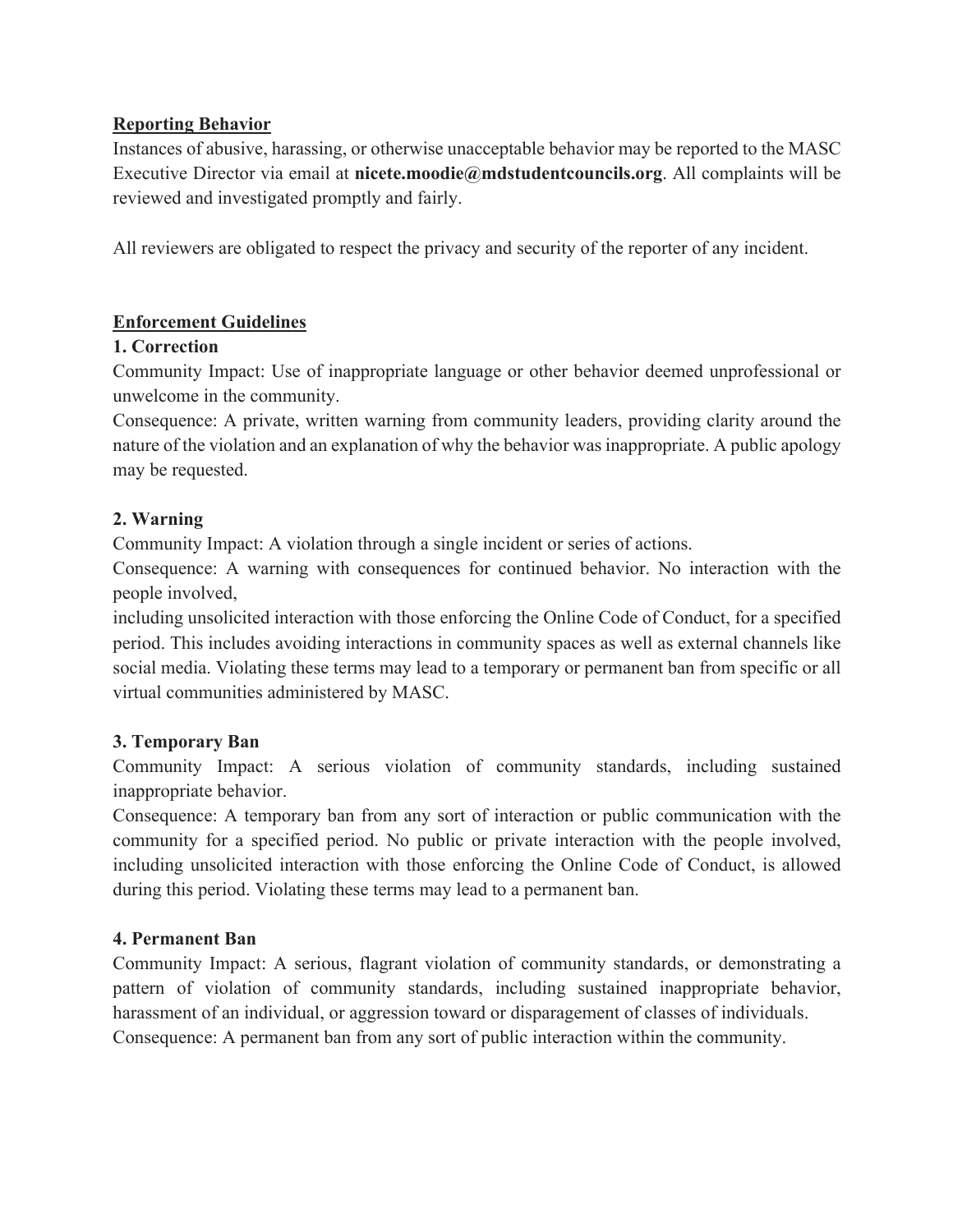## Reporting Behavior

Instances of abusive, harassing, or otherwise unacceptable behavior may be reported to the MASC Executive Director via email at **nicete.moodie@mdstudentcouncils.org**. All complaints will be reviewed and investigated promptly and fairly.

All reviewers are obligated to respect the privacy and security of the reporter of any incident.

## Enforcement Guidelines

### 1. Correction

Community Impact: Use of inappropriate language or other behavior deemed unprofessional or unwelcome in the community.

Consequence: A private, written warning from community leaders, providing clarity around the nature of the violation and an explanation of why the behavior was inappropriate. A public apology may be requested.

### 2. Warning

Community Impact: A violation through a single incident or series of actions.

Consequence: A warning with consequences for continued behavior. No interaction with the people involved,
including unsolicited interaction with those enforcing the Online Code of Conduct, for a specified period. This includes avoiding interactions in community spaces as well as external channels like social media. Violating these terms may lead to a temporary or permanent ban from specific or all virtual communities administered by MASC.

### 3. Temporary Ban

Community Impact: A serious violation of community standards, including sustained inappropriate behavior.

Consequence: A temporary ban from any sort of interaction or public communication with the community for a specified period. No public or private interaction with the people involved, including unsolicited interaction with those enforcing the Online Code of Conduct, is allowed during this period. Violating these terms may lead to a permanent ban.

### 4. Permanent Ban

Community Impact: A serious, flagrant violation of community standards, or demonstrating a pattern of violation of community standards, including sustained inappropriate behavior, harassment of an individual, or aggression toward or disparagement of classes of individuals.

Consequence: A permanent ban from any sort of public interaction within the community.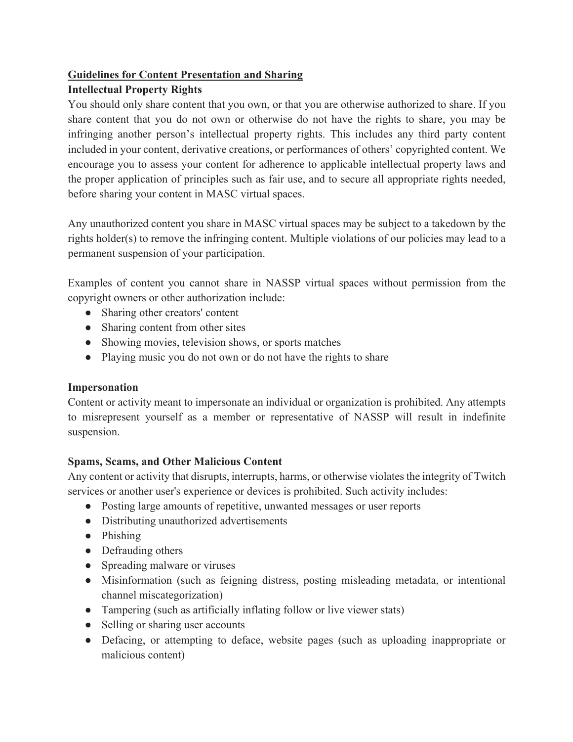**<u>Guidelines for Content Presentation and Sharing</u>**

**Intellectual Property Rights**

You should only share content that you own, or that you are otherwise authorized to share. If you share content that you do not own or otherwise do not have the rights to share, you may be infringing another person's intellectual property rights. This includes any third party content included in your content, derivative creations, or performances of others' copyrighted content. We encourage you to assess your content for adherence to applicable intellectual property laws and the proper application of principles such as fair use, and to secure all appropriate rights needed, before sharing your content in MASC virtual spaces.

Any unauthorized content you share in MASC virtual spaces may be subject to a takedown by the rights holder(s) to remove the infringing content. Multiple violations of our policies may lead to a permanent suspension of your participation.

Examples of content you cannot share in NASSP virtual spaces without permission from the copyright owners or other authorization include:

- Sharing other creators' content
- Sharing content from other sites
- Showing movies, television shows, or sports matches
- Playing music you do not own or do not have the rights to share

**Impersonation**

Content or activity meant to impersonate an individual or organization is prohibited. Any attempts to misrepresent yourself as a member or representative of NASSP will result in indefinite suspension.

**Spams, Scams, and Other Malicious Content**

Any content or activity that disrupts, interrupts, harms, or otherwise violates the integrity of Twitch services or another user's experience or devices is prohibited. Such activity includes:

- Posting large amounts of repetitive, unwanted messages or user reports
- Distributing unauthorized advertisements
- Phishing
- Defrauding others
- Spreading malware or viruses
- Misinformation (such as feigning distress, posting misleading metadata, or intentional channel miscategorization)
- Tampering (such as artificially inflating follow or live viewer stats)
- Selling or sharing user accounts
- Defacing, or attempting to deface, website pages (such as uploading inappropriate or malicious content)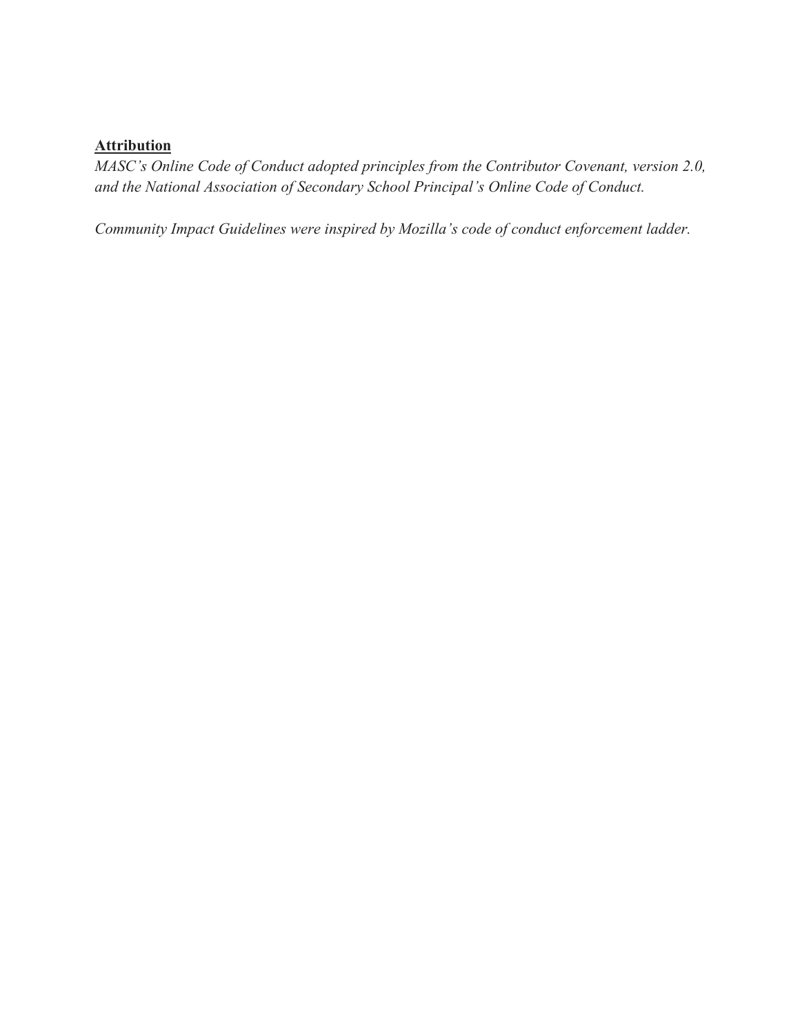**Attribution**

*MASC's Online Code of Conduct adopted principles from the Contributor Covenant, version 2.0, and the National Association of Secondary School Principal's Online Code of Conduct.*

*Community Impact Guidelines were inspired by Mozilla's code of conduct enforcement ladder.*